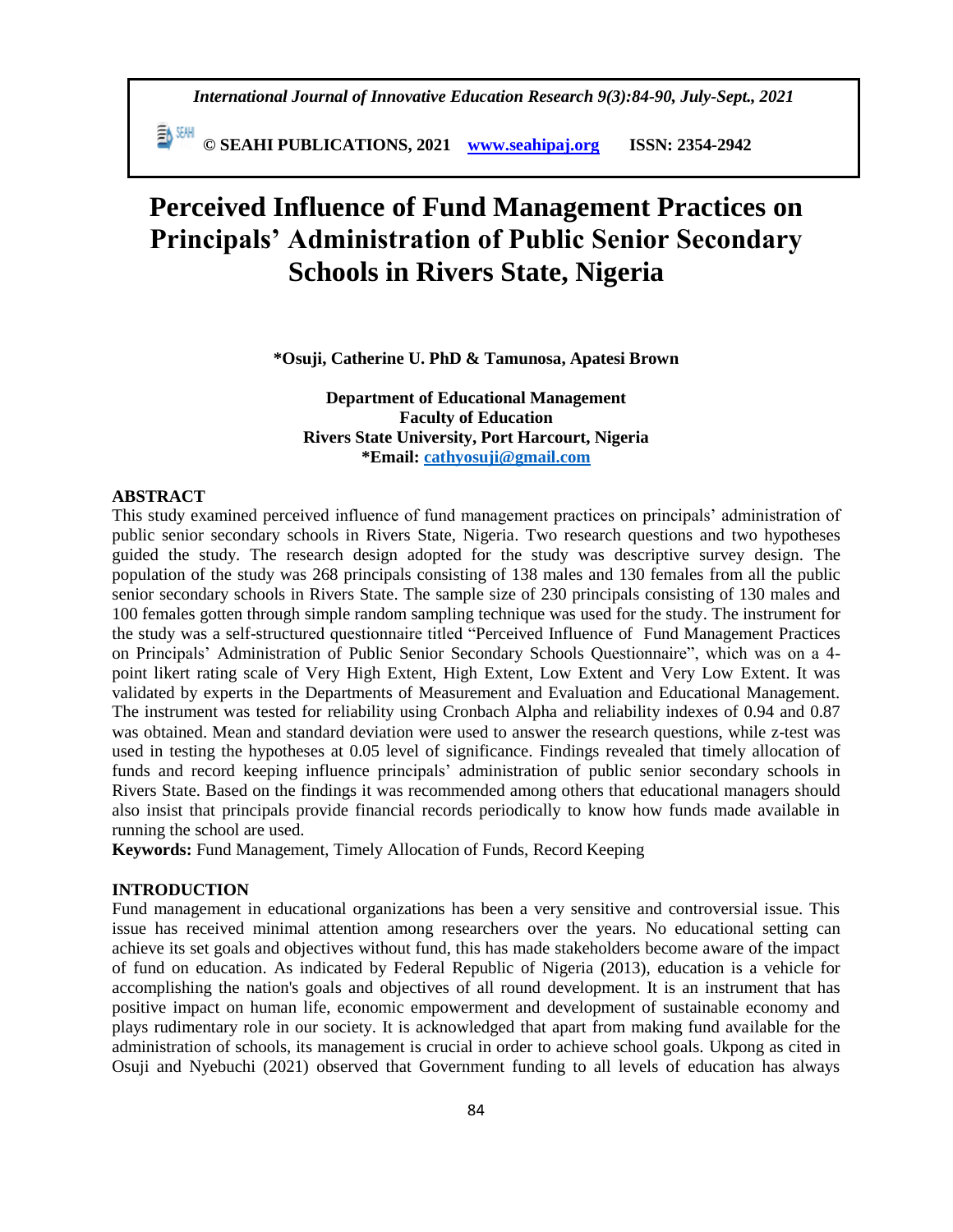# Perceived Influence of Fund Management Practices on Principals' Administration of Public Senior Secondary Schools in Rivers State, Nigeria

**\*Osuji, Catherine U. PhD & Tamunosa, Apatesi Brown**

**Department of Educational Management**
**Faculty of Education**
**Rivers State University, Port Harcourt, Nigeria**
**\*Email: cathyosuji@gmail.com**

## ABSTRACT

This study examined perceived influence of fund management practices on principals' administration of public senior secondary schools in Rivers State, Nigeria. Two research questions and two hypotheses guided the study. The research design adopted for the study was descriptive survey design. The population of the study was 268 principals consisting of 138 males and 130 females from all the public senior secondary schools in Rivers State. The sample size of 230 principals consisting of 130 males and 100 females gotten through simple random sampling technique was used for the study. The instrument for the study was a self-structured questionnaire titled "Perceived Influence of Fund Management Practices on Principals' Administration of Public Senior Secondary Schools Questionnaire", which was on a 4-point likert rating scale of Very High Extent, High Extent, Low Extent and Very Low Extent. It was validated by experts in the Departments of Measurement and Evaluation and Educational Management. The instrument was tested for reliability using Cronbach Alpha and reliability indexes of 0.94 and 0.87 was obtained. Mean and standard deviation were used to answer the research questions, while z-test was used in testing the hypotheses at 0.05 level of significance. Findings revealed that timely allocation of funds and record keeping influence principals' administration of public senior secondary schools in Rivers State. Based on the findings it was recommended among others that educational managers should also insist that principals provide financial records periodically to know how funds made available in running the school are used.

**Keywords:** Fund Management, Timely Allocation of Funds, Record Keeping

## INTRODUCTION

Fund management in educational organizations has been a very sensitive and controversial issue. This issue has received minimal attention among researchers over the years. No educational setting can achieve its set goals and objectives without fund, this has made stakeholders become aware of the impact of fund on education. As indicated by Federal Republic of Nigeria (2013), education is a vehicle for accomplishing the nation's goals and objectives of all round development. It is an instrument that has positive impact on human life, economic empowerment and development of sustainable economy and plays rudimentary role in our society. It is acknowledged that apart from making fund available for the administration of schools, its management is crucial in order to achieve school goals. Ukpong as cited in Osuji and Nyebuchi (2021) observed that Government funding to all levels of education has always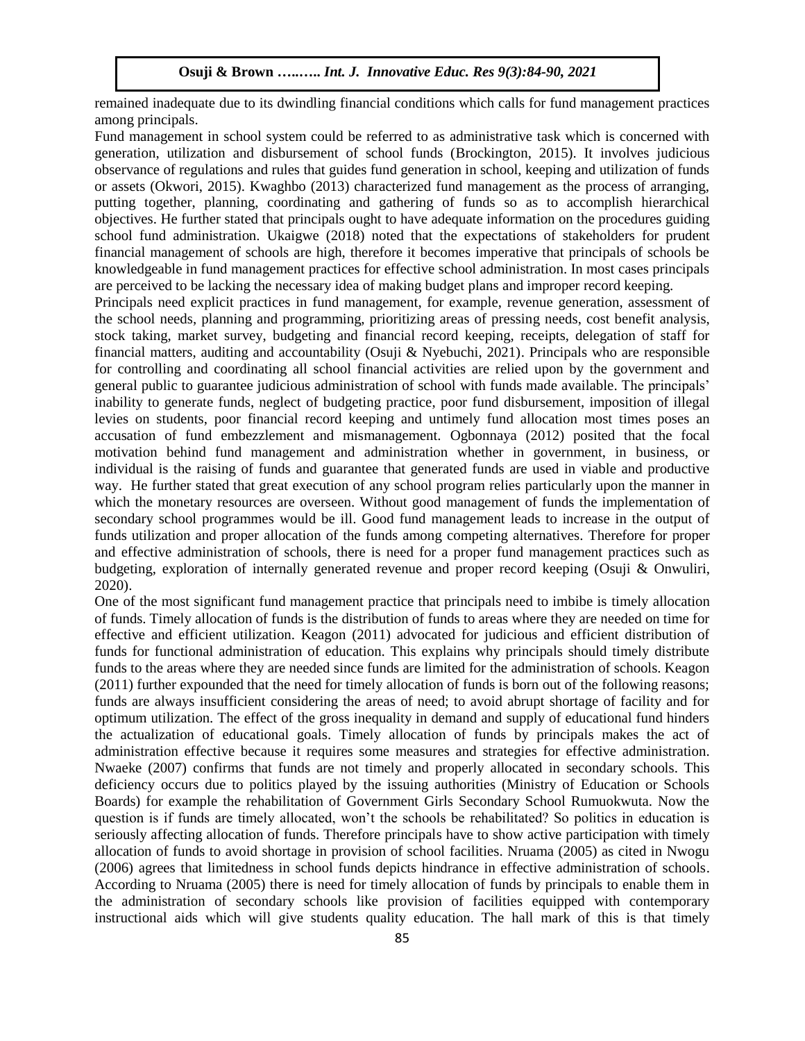remained inadequate due to its dwindling financial conditions which calls for fund management practices among principals.

Fund management in school system could be referred to as administrative task which is concerned with generation, utilization and disbursement of school funds (Brockington, 2015). It involves judicious observance of regulations and rules that guides fund generation in school, keeping and utilization of funds or assets (Okwori, 2015). Kwaghbo (2013) characterized fund management as the process of arranging, putting together, planning, coordinating and gathering of funds so as to accomplish hierarchical objectives. He further stated that principals ought to have adequate information on the procedures guiding school fund administration. Ukaigwe (2018) noted that the expectations of stakeholders for prudent financial management of schools are high, therefore it becomes imperative that principals of schools be knowledgeable in fund management practices for effective school administration. In most cases principals are perceived to be lacking the necessary idea of making budget plans and improper record keeping.

Principals need explicit practices in fund management, for example, revenue generation, assessment of the school needs, planning and programming, prioritizing areas of pressing needs, cost benefit analysis, stock taking, market survey, budgeting and financial record keeping, receipts, delegation of staff for financial matters, auditing and accountability (Osuji & Nyebuchi, 2021). Principals who are responsible for controlling and coordinating all school financial activities are relied upon by the government and general public to guarantee judicious administration of school with funds made available. The principals' inability to generate funds, neglect of budgeting practice, poor fund disbursement, imposition of illegal levies on students, poor financial record keeping and untimely fund allocation most times poses an accusation of fund embezzlement and mismanagement. Ogbonnaya (2012) posited that the focal motivation behind fund management and administration whether in government, in business, or individual is the raising of funds and guarantee that generated funds are used in viable and productive way. He further stated that great execution of any school program relies particularly upon the manner in which the monetary resources are overseen. Without good management of funds the implementation of secondary school programmes would be ill. Good fund management leads to increase in the output of funds utilization and proper allocation of the funds among competing alternatives. Therefore for proper and effective administration of schools, there is need for a proper fund management practices such as budgeting, exploration of internally generated revenue and proper record keeping (Osuji & Onwuliri, 2020).

One of the most significant fund management practice that principals need to imbibe is timely allocation of funds. Timely allocation of funds is the distribution of funds to areas where they are needed on time for effective and efficient utilization. Keagon (2011) advocated for judicious and efficient distribution of funds for functional administration of education. This explains why principals should timely distribute funds to the areas where they are needed since funds are limited for the administration of schools. Keagon (2011) further expounded that the need for timely allocation of funds is born out of the following reasons; funds are always insufficient considering the areas of need; to avoid abrupt shortage of facility and for optimum utilization. The effect of the gross inequality in demand and supply of educational fund hinders the actualization of educational goals. Timely allocation of funds by principals makes the act of administration effective because it requires some measures and strategies for effective administration. Nwaeke (2007) confirms that funds are not timely and properly allocated in secondary schools. This deficiency occurs due to politics played by the issuing authorities (Ministry of Education or Schools Boards) for example the rehabilitation of Government Girls Secondary School Rumuokwuta. Now the question is if funds are timely allocated, won't the schools be rehabilitated? So politics in education is seriously affecting allocation of funds. Therefore principals have to show active participation with timely allocation of funds to avoid shortage in provision of school facilities. Nruama (2005) as cited in Nwogu (2006) agrees that limitedness in school funds depicts hindrance in effective administration of schools. According to Nruama (2005) there is need for timely allocation of funds by principals to enable them in the administration of secondary schools like provision of facilities equipped with contemporary instructional aids which will give students quality education. The hall mark of this is that timely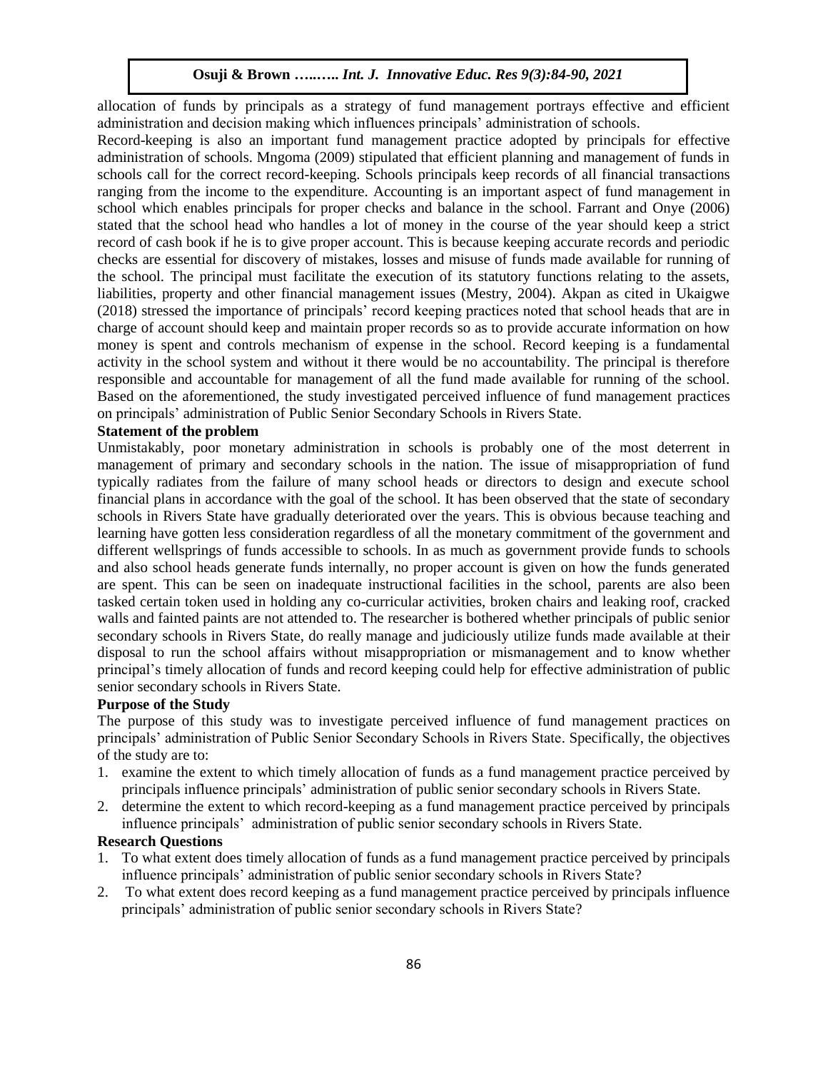allocation of funds by principals as a strategy of fund management portrays effective and efficient administration and decision making which influences principals' administration of schools.

Record-keeping is also an important fund management practice adopted by principals for effective administration of schools. Mngoma (2009) stipulated that efficient planning and management of funds in schools call for the correct record-keeping. Schools principals keep records of all financial transactions ranging from the income to the expenditure. Accounting is an important aspect of fund management in school which enables principals for proper checks and balance in the school. Farrant and Onye (2006) stated that the school head who handles a lot of money in the course of the year should keep a strict record of cash book if he is to give proper account. This is because keeping accurate records and periodic checks are essential for discovery of mistakes, losses and misuse of funds made available for running of the school. The principal must facilitate the execution of its statutory functions relating to the assets, liabilities, property and other financial management issues (Mestry, 2004). Akpan as cited in Ukaigwe (2018) stressed the importance of principals' record keeping practices noted that school heads that are in charge of account should keep and maintain proper records so as to provide accurate information on how money is spent and controls mechanism of expense in the school. Record keeping is a fundamental activity in the school system and without it there would be no accountability. The principal is therefore responsible and accountable for management of all the fund made available for running of the school. Based on the aforementioned, the study investigated perceived influence of fund management practices on principals' administration of Public Senior Secondary Schools in Rivers State.

**Statement of the problem**

Unmistakably, poor monetary administration in schools is probably one of the most deterrent in management of primary and secondary schools in the nation. The issue of misappropriation of fund typically radiates from the failure of many school heads or directors to design and execute school financial plans in accordance with the goal of the school. It has been observed that the state of secondary schools in Rivers State have gradually deteriorated over the years. This is obvious because teaching and learning have gotten less consideration regardless of all the monetary commitment of the government and different wellsprings of funds accessible to schools. In as much as government provide funds to schools and also school heads generate funds internally, no proper account is given on how the funds generated are spent. This can be seen on inadequate instructional facilities in the school, parents are also been tasked certain token used in holding any co-curricular activities, broken chairs and leaking roof, cracked walls and fainted paints are not attended to. The researcher is bothered whether principals of public senior secondary schools in Rivers State, do really manage and judiciously utilize funds made available at their disposal to run the school affairs without misappropriation or mismanagement and to know whether principal's timely allocation of funds and record keeping could help for effective administration of public senior secondary schools in Rivers State.

**Purpose of the Study**

The purpose of this study was to investigate perceived influence of fund management practices on principals' administration of Public Senior Secondary Schools in Rivers State. Specifically, the objectives of the study are to:

1. examine the extent to which timely allocation of funds as a fund management practice perceived by principals influence principals' administration of public senior secondary schools in Rivers State.
2. determine the extent to which record-keeping as a fund management practice perceived by principals influence principals' administration of public senior secondary schools in Rivers State.

**Research Questions**

1. To what extent does timely allocation of funds as a fund management practice perceived by principals influence principals' administration of public senior secondary schools in Rivers State?
2. To what extent does record keeping as a fund management practice perceived by principals influence principals' administration of public senior secondary schools in Rivers State?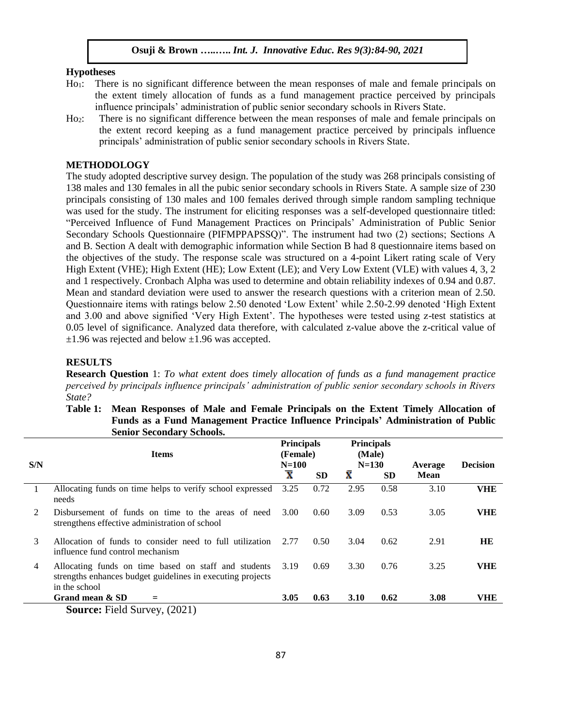### Hypotheses

$H_{o1}$: There is no significant difference between the mean responses of male and female principals on the extent timely allocation of funds as a fund management practice perceived by principals influence principals' administration of public senior secondary schools in Rivers State.

$H_{o2}$: There is no significant difference between the mean responses of male and female principals on the extent record keeping as a fund management practice perceived by principals influence principals' administration of public senior secondary schools in Rivers State.

## METHODOLOGY

The study adopted descriptive survey design. The population of the study was 268 principals consisting of 138 males and 130 females in all the pubic senior secondary schools in Rivers State. A sample size of 230 principals consisting of 130 males and 100 females derived through simple random sampling technique was used for the study. The instrument for eliciting responses was a self-developed questionnaire titled: "Perceived Influence of Fund Management Practices on Principals' Administration of Public Senior Secondary Schools Questionnaire (PIFMPPAPSSQ)". The instrument had two (2) sections; Sections A and B. Section A dealt with demographic information while Section B had 8 questionnaire items based on the objectives of the study. The response scale was structured on a 4-point Likert rating scale of Very High Extent (VHE); High Extent (HE); Low Extent (LE); and Very Low Extent (VLE) with values 4, 3, 2 and 1 respectively. Cronbach Alpha was used to determine and obtain reliability indexes of 0.94 and 0.87. Mean and standard deviation were used to answer the research questions with a criterion mean of 2.50. Questionnaire items with ratings below 2.50 denoted 'Low Extent' while 2.50-2.99 denoted 'High Extent and 3.00 and above signified 'Very High Extent'. The hypotheses were tested using z-test statistics at 0.05 level of significance. Analyzed data therefore, with calculated z-value above the z-critical value of $\pm 1.96$ was rejected and below $\pm 1.96$ was accepted.

## RESULTS

**Research Question** 1: *To what extent does timely allocation of funds as a fund management practice perceived by principals influence principals' administration of public senior secondary schools in Rivers State?*

**Table 1: Mean Responses of Male and Female Principals on the Extent Timely Allocation of Funds as a Fund Management Practice Influence Principals' Administration of Public Senior Secondary Schools.**

| S/N | Items | Principals (Female) N=100 | | Principals (Male) N=130 | | Average Mean | Decision |
|---|---|---|---|---|---|---|---|
| | | $\bar{X}$ | SD | $\bar{X}$ | SD | | |
| 1 | Allocating funds on time helps to verify school expressed needs | 3.25 | 0.72 | 2.95 | 0.58 | 3.10 | **VHE** |
| 2 | Disbursement of funds on time to the areas of need strengthens effective administration of school | 3.00 | 0.60 | 3.09 | 0.53 | 3.05 | **VHE** |
| 3 | Allocation of funds to consider need to full utilization influence fund control mechanism | 2.77 | 0.50 | 3.04 | 0.62 | 2.91 | **HE** |
| 4 | Allocating funds on time based on staff and students strengths enhances budget guidelines in executing projects in the school | 3.19 | 0.69 | 3.30 | 0.76 | 3.25 | **VHE** |
| | **Grand mean & SD =** | **3.05** | **0.63** | **3.10** | **0.62** | **3.08** | **VHE** |

**Source:** Field Survey, (2021)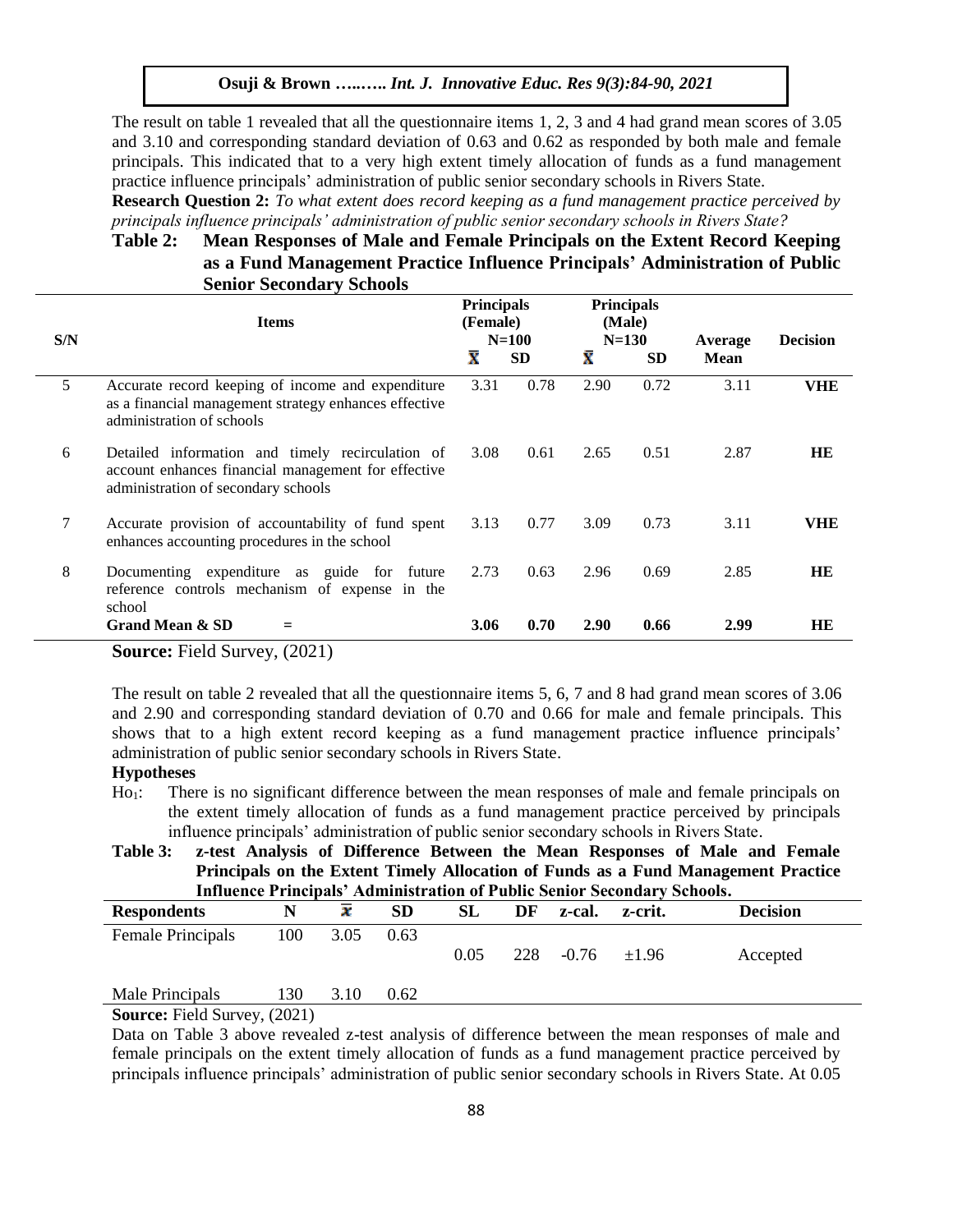The result on table 1 revealed that all the questionnaire items 1, 2, 3 and 4 had grand mean scores of 3.05 and 3.10 and corresponding standard deviation of 0.63 and 0.62 as responded by both male and female principals. This indicated that to a very high extent timely allocation of funds as a fund management practice influence principals' administration of public senior secondary schools in Rivers State.

**Research Question 2:** *To what extent does record keeping as a fund management practice perceived by principals influence principals' administration of public senior secondary schools in Rivers State?*

**Table 2: Mean Responses of Male and Female Principals on the Extent Record Keeping as a Fund Management Practice Influence Principals' Administration of Public Senior Secondary Schools**

| S/N | Items | Principals (Female) N=100 | | Principals (Male) N=130 | | Average Mean | Decision |
|---|---|---|---|---|---|---|---|
| | | $\bar{X}$ | SD | $\bar{X}$ | SD | | |
| 5 | Accurate record keeping of income and expenditure as a financial management strategy enhances effective administration of schools | 3.31 | 0.78 | 2.90 | 0.72 | 3.11 | **VHE** |
| 6 | Detailed information and timely recirculation of account enhances financial management for effective administration of secondary schools | 3.08 | 0.61 | 2.65 | 0.51 | 2.87 | **HE** |
| 7 | Accurate provision of accountability of fund spent enhances accounting procedures in the school | 3.13 | 0.77 | 3.09 | 0.73 | 3.11 | **VHE** |
| 8 | Documenting expenditure as guide for future reference controls mechanism of expense in the school | 2.73 | 0.63 | 2.96 | 0.69 | 2.85 | **HE** |
| | **Grand Mean & SD =** | **3.06** | **0.70** | **2.90** | **0.66** | **2.99** | **HE** |

**Source:** Field Survey, (2021)

The result on table 2 revealed that all the questionnaire items 5, 6, 7 and 8 had grand mean scores of 3.06 and 2.90 and corresponding standard deviation of 0.70 and 0.66 for male and female principals. This shows that to a high extent record keeping as a fund management practice influence principals' administration of public senior secondary schools in Rivers State.

**Hypotheses**

$Ho_1$: There is no significant difference between the mean responses of male and female principals on the extent timely allocation of funds as a fund management practice perceived by principals influence principals' administration of public senior secondary schools in Rivers State.

**Table 3: z-test Analysis of Difference Between the Mean Responses of Male and Female Principals on the Extent Timely Allocation of Funds as a Fund Management Practice Influence Principals' Administration of Public Senior Secondary Schools.**

| Respondents | N | $\bar{x}$ | SD | SL | DF | z-cal. | z-crit. | Decision |
|---|---|---|---|---|---|---|---|---|
| Female Principals | 100 | 3.05 | 0.63 | 0.05 | 228 | -0.76 | ±1.96 | Accepted |
| Male Principals | 130 | 3.10 | 0.62 | | | | | |

**Source:** Field Survey, (2021)

Data on Table 3 above revealed z-test analysis of difference between the mean responses of male and female principals on the extent timely allocation of funds as a fund management practice perceived by principals influence principals' administration of public senior secondary schools in Rivers State. At 0.05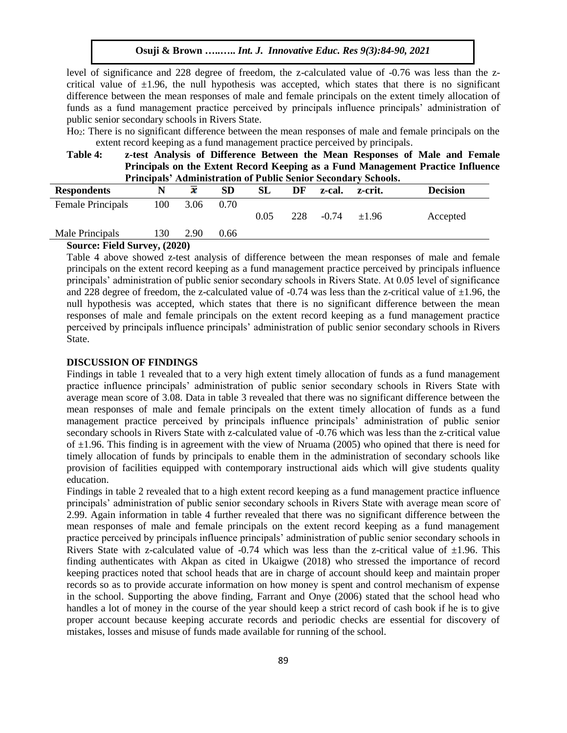level of significance and 228 degree of freedom, the z-calculated value of -0.76 was less than the z-critical value of ±1.96, the null hypothesis was accepted, which states that there is no significant difference between the mean responses of male and female principals on the extent timely allocation of funds as a fund management practice perceived by principals influence principals' administration of public senior secondary schools in Rivers State.

$Ho_2$: There is no significant difference between the mean responses of male and female principals on the extent record keeping as a fund management practice perceived by principals.

**Table 4: z-test Analysis of Difference Between the Mean Responses of Male and Female Principals on the Extent Record Keeping as a Fund Management Practice Influence Principals' Administration of Public Senior Secondary Schools.**

| Respondents | N | $\bar{x}$ | SD | SL | DF | z-cal. | z-crit. | Decision |
|---|---|---|---|---|---|---|---|---|
| Female Principals | 100 | 3.06 | 0.70 | 0.05 | 228 | -0.74 | ±1.96 | Accepted |
| Male Principals | 130 | 2.90 | 0.66 | | | | | |

**Source: Field Survey, (2020)**

Table 4 above showed z-test analysis of difference between the mean responses of male and female principals on the extent record keeping as a fund management practice perceived by principals influence principals' administration of public senior secondary schools in Rivers State. At 0.05 level of significance and 228 degree of freedom, the z-calculated value of -0.74 was less than the z-critical value of ±1.96, the null hypothesis was accepted, which states that there is no significant difference between the mean responses of male and female principals on the extent record keeping as a fund management practice perceived by principals influence principals' administration of public senior secondary schools in Rivers State.

## DISCUSSION OF FINDINGS

Findings in table 1 revealed that to a very high extent timely allocation of funds as a fund management practice influence principals' administration of public senior secondary schools in Rivers State with average mean score of 3.08. Data in table 3 revealed that there was no significant difference between the mean responses of male and female principals on the extent timely allocation of funds as a fund management practice perceived by principals influence principals' administration of public senior secondary schools in Rivers State with z-calculated value of -0.76 which was less than the z-critical value of ±1.96. This finding is in agreement with the view of Nruama (2005) who opined that there is need for timely allocation of funds by principals to enable them in the administration of secondary schools like provision of facilities equipped with contemporary instructional aids which will give students quality education.

Findings in table 2 revealed that to a high extent record keeping as a fund management practice influence principals' administration of public senior secondary schools in Rivers State with average mean score of 2.99. Again information in table 4 further revealed that there was no significant difference between the mean responses of male and female principals on the extent record keeping as a fund management practice perceived by principals influence principals' administration of public senior secondary schools in Rivers State with z-calculated value of -0.74 which was less than the z-critical value of ±1.96. This finding authenticates with Akpan as cited in Ukaigwe (2018) who stressed the importance of record keeping practices noted that school heads that are in charge of account should keep and maintain proper records so as to provide accurate information on how money is spent and control mechanism of expense in the school. Supporting the above finding, Farrant and Onye (2006) stated that the school head who handles a lot of money in the course of the year should keep a strict record of cash book if he is to give proper account because keeping accurate records and periodic checks are essential for discovery of mistakes, losses and misuse of funds made available for running of the school.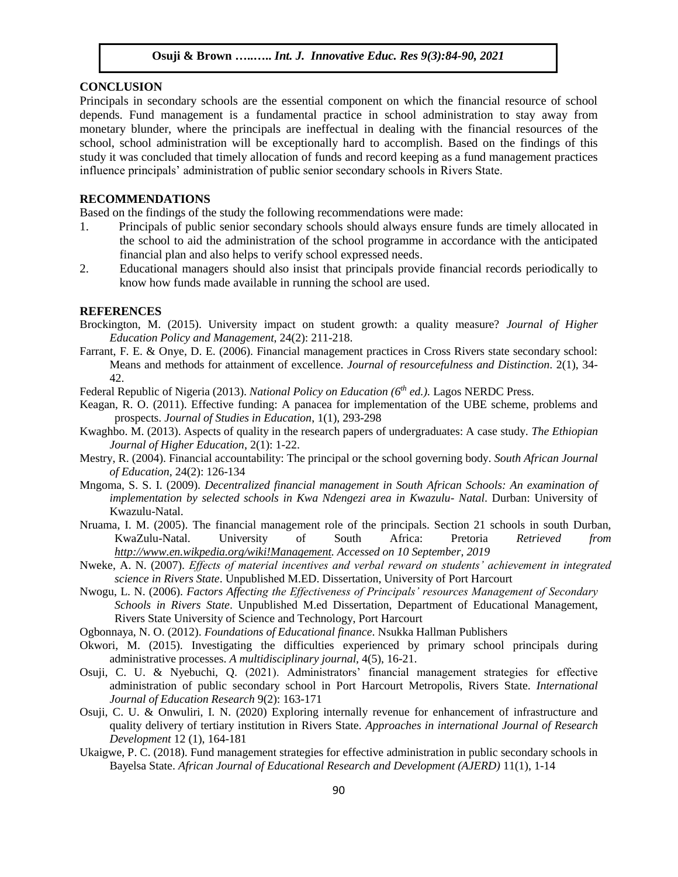## CONCLUSION

Principals in secondary schools are the essential component on which the financial resource of school depends. Fund management is a fundamental practice in school administration to stay away from monetary blunder, where the principals are ineffectual in dealing with the financial resources of the school, school administration will be exceptionally hard to accomplish. Based on the findings of this study it was concluded that timely allocation of funds and record keeping as a fund management practices influence principals' administration of public senior secondary schools in Rivers State.

## RECOMMENDATIONS

Based on the findings of the study the following recommendations were made:

1. Principals of public senior secondary schools should always ensure funds are timely allocated in the school to aid the administration of the school programme in accordance with the anticipated financial plan and also helps to verify school expressed needs.
2. Educational managers should also insist that principals provide financial records periodically to know how funds made available in running the school are used.

## REFERENCES

Brockington, M. (2015). University impact on student growth: a quality measure? *Journal of Higher Education Policy and Management*, 24(2): 211-218.

Farrant, F. E. & Onye, D. E. (2006). Financial management practices in Cross Rivers state secondary school: Means and methods for attainment of excellence. *Journal of resourcefulness and Distinction*. 2(1), 34-42.

Federal Republic of Nigeria (2013). *National Policy on Education (6th ed.).* Lagos NERDC Press.

Keagan, R. O. (2011). Effective funding: A panacea for implementation of the UBE scheme, problems and prospects. *Journal of Studies in Education*, 1(1), 293-298

Kwaghbo. M. (2013). Aspects of quality in the research papers of undergraduates: A case study. *The Ethiopian Journal of Higher Education*, 2(1): 1-22.

Mestry, R. (2004). Financial accountability: The principal or the school governing body. *South African Journal of Education*, 24(2): 126-134

Mngoma, S. S. I. (2009). *Decentralized financial management in South African Schools: An examination of implementation by selected schools in Kwa Ndengezi area in Kwazulu- Natal*. Durban: University of Kwazulu-Natal.

Nruama, I. M. (2005). The financial management role of the principals. Section 21 schools in south Durban, KwaZulu-Natal. University of South Africa: Pretoria *Retrieved from http://www.en.wikpedia.org/wiki!Management. Accessed on 10 September, 2019*

Nweke, A. N. (2007). *Effects of material incentives and verbal reward on students' achievement in integrated science in Rivers State*. Unpublished M.ED. Dissertation, University of Port Harcourt

Nwogu, L. N. (2006). *Factors Affecting the Effectiveness of Principals' resources Management of Secondary Schools in Rivers State*. Unpublished M.ed Dissertation, Department of Educational Management, Rivers State University of Science and Technology, Port Harcourt

Ogbonnaya, N. O. (2012). *Foundations of Educational finance*. Nsukka Hallman Publishers

Okwori, M. (2015). Investigating the difficulties experienced by primary school principals during administrative processes. *A multidisciplinary journal*, 4(5), 16-21.

Osuji, C. U. & Nyebuchi, Q. (2021). Administrators' financial management strategies for effective administration of public secondary school in Port Harcourt Metropolis, Rivers State. *International Journal of Education Research* 9(2): 163-171

Osuji, C. U. & Onwuliri, I. N. (2020) Exploring internally revenue for enhancement of infrastructure and quality delivery of tertiary institution in Rivers State. *Approaches in international Journal of Research Development* 12 (1), 164-181

Ukaigwe, P. C. (2018). Fund management strategies for effective administration in public secondary schools in Bayelsa State. *African Journal of Educational Research and Development (AJERD)* 11(1), 1-14